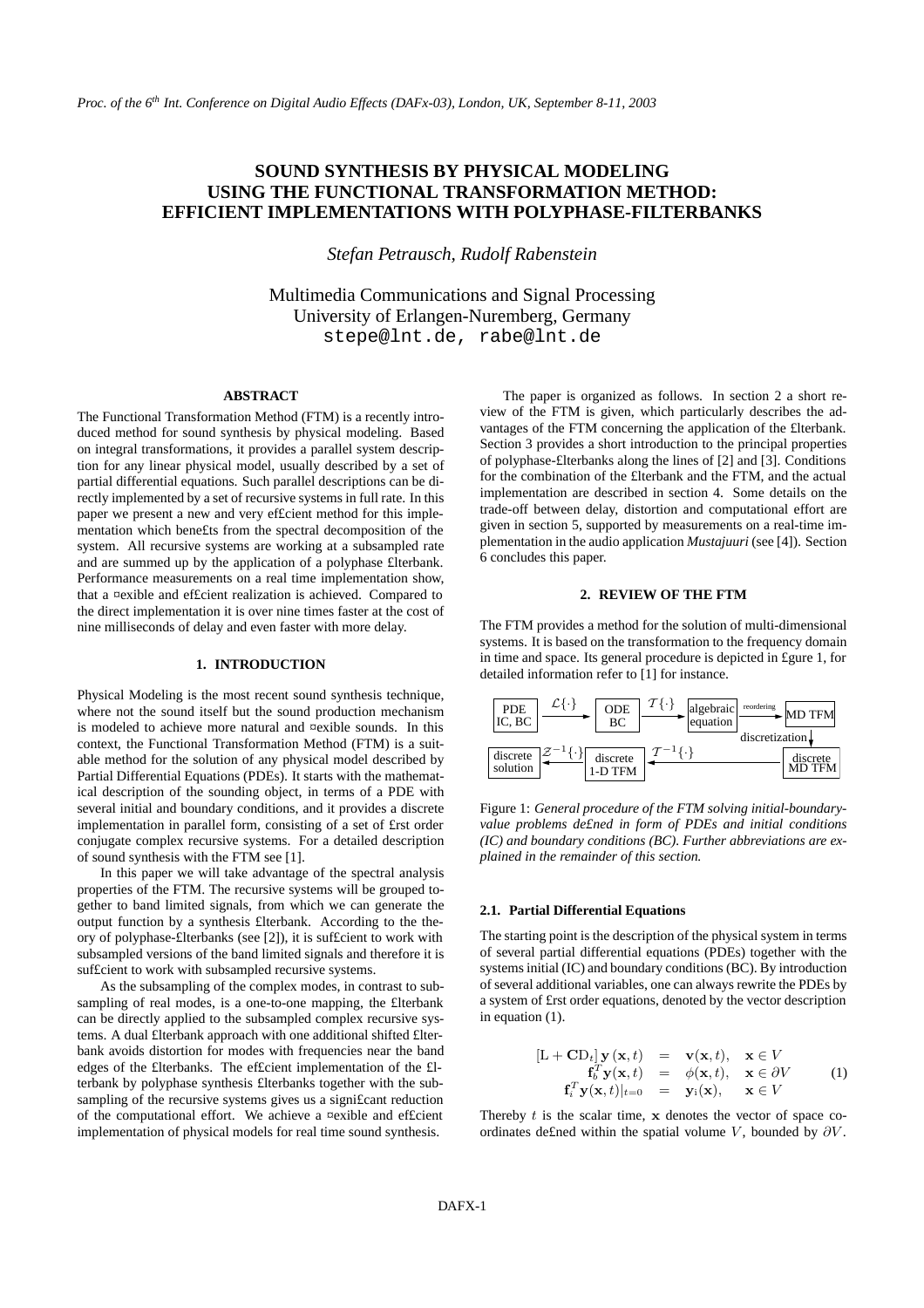# SOUND SYNTHESIS BY PHYSICAL MODELING USING THE FUNCTIONAL TRANSFORMATION METHOD: EFFICIENT IMPLEMENTATIONS WITH POLYPHASE-FILTERBANKS

*Stefan Petrausch, Rudolf Rabenstein*

Multimedia Communications and Signal Processing
University of Erlangen-Nuremberg, Germany
stepe@lnt.de, rabe@lnt.de

## ABSTRACT

The Functional Transformation Method (FTM) is a recently introduced method for sound synthesis by physical modeling. Based on integral transformations, it provides a parallel system description for any linear physical model, usually described by a set of partial differential equations. Such parallel descriptions can be directly implemented by a set of recursive systems in full rate. In this paper we present a new and very ef£cient method for this implementation which bene£ts from the spectral decomposition of the system. All recursive systems are working at a subsampled rate and are summed up by the application of a polyphase £lterbank. Performance measurements on a real time implementation show, that a ¤exible and ef£cient realization is achieved. Compared to the direct implementation it is over nine times faster at the cost of nine milliseconds of delay and even faster with more delay.

## 1. INTRODUCTION

Physical Modeling is the most recent sound synthesis technique, where not the sound itself but the sound production mechanism is modeled to achieve more natural and ¤exible sounds. In this context, the Functional Transformation Method (FTM) is a suitable method for the solution of any physical model described by Partial Differential Equations (PDEs). It starts with the mathematical description of the sounding object, in terms of a PDE with several initial and boundary conditions, and it provides a discrete implementation in parallel form, consisting of a set of £rst order conjugate complex recursive systems. For a detailed description of sound synthesis with the FTM see [1].

In this paper we will take advantage of the spectral analysis properties of the FTM. The recursive systems will be grouped together to band limited signals, from which we can generate the output function by a synthesis £lterbank. According to the theory of polyphase-£lterbanks (see [2]), it is suf£cient to work with subsampled versions of the band limited signals and therefore it is suf£cient to work with subsampled recursive systems.

As the subsampling of the complex modes, in contrast to subsampling of real modes, is a one-to-one mapping, the £lterbank can be directly applied to the subsampled complex recursive systems. A dual £lterbank approach with one additional shifted £lterbank avoids distortion for modes with frequencies near the band edges of the £lterbanks. The ef£cient implementation of the £lterbank by polyphase synthesis £lterbanks together with the subsampling of the recursive systems gives us a signi£cant reduction of the computational effort. We achieve a ¤exible and ef£cient implementation of physical models for real time sound synthesis.

The paper is organized as follows. In section 2 a short review of the FTM is given, which particularly describes the advantages of the FTM concerning the application of the £lterbank. Section 3 provides a short introduction to the principal properties of polyphase-£lterbanks along the lines of [2] and [3]. Conditions for the combination of the £lterbank and the FTM, and the actual implementation are described in section 4. Some details on the trade-off between delay, distortion and computational effort are given in section 5, supported by measurements on a real-time implementation in the audio application *Mustajuuri* (see [4]). Section 6 concludes this paper.

## 2. REVIEW OF THE FTM

The FTM provides a method for the solution of multi-dimensional systems. It is based on the transformation to the frequency domain in time and space. Its general procedure is depicted in £gure 1, for detailed information refer to [1] for instance.

PDE IC, BC → $\mathcal{L}\{\cdot\}$ → ODE BC → $\mathcal{T}\{\cdot\}$ → algebraic equation → reordering → MD TFM → discretization → discrete MD TFM → $\mathcal{T}^{-1}\{\cdot\}$ → discrete 1-D TFM → $\mathcal{Z}^{-1}\{\cdot\}$ → discrete solution

Figure 1: *General procedure of the FTM solving initial-boundary-value problems de£ned in form of PDEs and initial conditions (IC) and boundary conditions (BC). Further abbreviations are explained in the remainder of this section.*

### 2.1. Partial Differential Equations

The starting point is the description of the physical system in terms of several partial differential equations (PDEs) together with the systems initial (IC) and boundary conditions (BC). By introduction of several additional variables, one can always rewrite the PDEs by a system of £rst order equations, denoted by the vector description in equation (1).

$$
\begin{aligned}
\left[\mathrm{L} + \mathbf{C}\mathrm{D}_t\right] \mathbf{y}(\mathbf{x}, t) &= \mathbf{v}(\mathbf{x}, t), \quad \mathbf{x} \in V \\
\mathbf{f}_b^T \mathbf{y}(\mathbf{x}, t) &= \phi(\mathbf{x}, t), \quad \mathbf{x} \in \partial V \\
\mathbf{f}_i^T \mathbf{y}(\mathbf{x}, t)|_{t=0} &= \mathbf{y}_\mathrm{i}(\mathbf{x}), \quad \mathbf{x} \in V
\end{aligned}
\tag{1}
$$

Thereby $t$ is the scalar time, $\mathbf{x}$ denotes the vector of space coordinates de£ned within the spatial volume $V$, bounded by $\partial V$.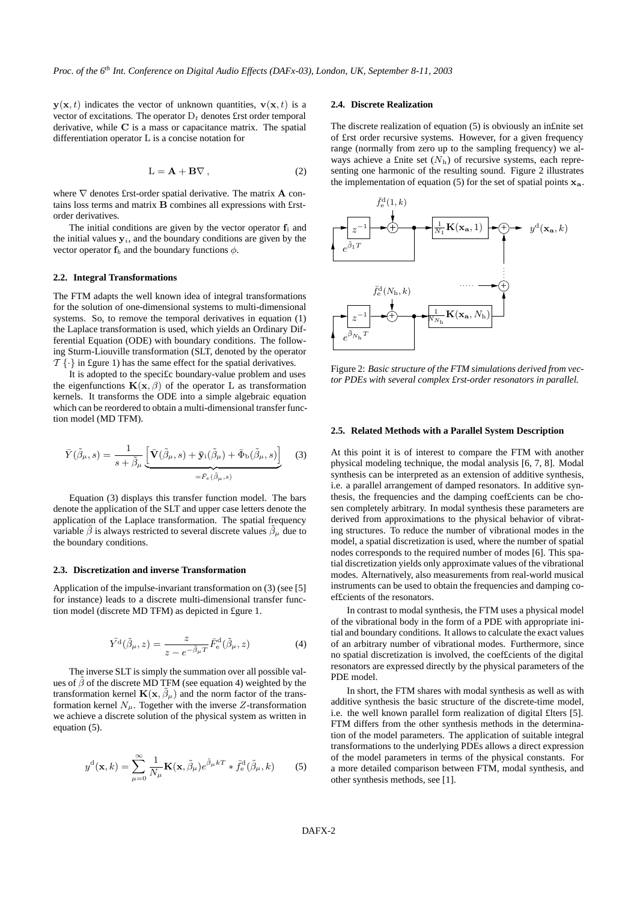$\mathbf{y}(\mathbf{x}, t)$ indicates the vector of unknown quantities, $\mathbf{v}(\mathbf{x}, t)$ is a vector of excitations. The operator $\mathrm{D}_t$ denotes first order temporal derivative, while $\mathbf{C}$ is a mass or capacitance matrix. The spatial differentiation operator L is a concise notation for

$$\mathrm{L} = \mathbf{A} + \mathbf{B}\nabla\,, \tag{2}$$

where $\nabla$ denotes first-order spatial derivative. The matrix $\mathbf{A}$ contains loss terms and matrix $\mathbf{B}$ combines all expressions with first-order derivatives.

The initial conditions are given by the vector operator $\mathbf{f}_{\mathrm{i}}$ and the initial values $\mathbf{y}_i$, and the boundary conditions are given by the vector operator $\mathbf{f}_b$ and the boundary functions $\phi$.

### 2.2. Integral Transformations

The FTM adapts the well known idea of integral transformations for the solution of one-dimensional systems to multi-dimensional systems. So, to remove the temporal derivatives in equation (1) the Laplace transformation is used, which yields an Ordinary Differential Equation (ODE) with boundary conditions. The following Sturm-Liouville transformation (SLT, denoted by the operator $\mathcal{T}\{\cdot\}$ in figure 1) has the same effect for the spatial derivatives.

It is adopted to the specific boundary-value problem and uses the eigenfunctions $\mathbf{K}(\mathbf{x}, \beta)$ of the operator L as transformation kernels. It transforms the ODE into a simple algebraic equation which can be reordered to obtain a multi-dimensional transfer function model (MD TFM).

$$\bar{Y}(\tilde{\beta}_\mu, s) = \frac{1}{s + \tilde{\beta}_\mu} \underbrace{\left[\bar{\mathbf{V}}(\tilde{\beta}_\mu, s) + \bar{\mathbf{y}}_{\mathrm{i}}(\tilde{\beta}_\mu) + \bar{\Phi}_{\mathrm{b}}(\tilde{\beta}_\mu, s)\right]}_{=\bar{F}_e(\tilde{\beta}_\mu, s)} \tag{3}$$

Equation (3) displays this transfer function model. The bars denote the application of the SLT and upper case letters denote the application of the Laplace transformation. The spatial frequency variable $\tilde{\beta}$ is always restricted to several discrete values $\tilde{\beta}_\mu$ due to the boundary conditions.

### 2.3. Discretization and inverse Transformation

Application of the impulse-invariant transformation on (3) (see [5] for instance) leads to a discrete multi-dimensional transfer function model (discrete MD TFM) as depicted in figure 1.

$$\bar{Y}^{\mathrm{d}}(\tilde{\beta}_\mu, z) = \frac{z}{z - e^{-\tilde{\beta}_\mu T}} \bar{F}_{\mathrm{e}}^{\mathrm{d}}(\tilde{\beta}_\mu, z) \tag{4}$$

The inverse SLT is simply the summation over all possible values of $\tilde{\beta}$ of the discrete MD TFM (see equation 4) weighted by the transformation kernel $\mathbf{K}(\mathbf{x}, \tilde{\beta}_\mu)$ and the norm factor of the transformation kernel $N_\mu$. Together with the inverse $Z$-transformation we achieve a discrete solution of the physical system as written in equation (5).

$$y^{\mathrm{d}}(\mathbf{x}, k) = \sum_{\mu=0}^{\infty} \frac{1}{N_\mu} \mathbf{K}(\mathbf{x}, \tilde{\beta}_\mu) e^{\tilde{\beta}_\mu k T} * \bar{f}_{\mathrm{e}}^{\mathrm{d}}(\tilde{\beta}_\mu, k) \tag{5}$$

### 2.4. Discrete Realization

The discrete realization of equation (5) is obviously an infinite set of first order recursive systems. However, for a given frequency range (normally from zero up to the sampling frequency) we always achieve a finite set ($N_{\mathrm{h}}$) of recursive systems, each representing one harmonic of the resulting sound. Figure 2 illustrates the implementation of equation (5) for the set of spatial points $\mathbf{x_a}$.

Figure 2: *Basic structure of the FTM simulations derived from vector PDEs with several complex first-order resonators in parallel.*

### 2.5. Related Methods with a Parallel System Description

At this point it is of interest to compare the FTM with another physical modeling technique, the modal analysis [6, 7, 8]. Modal synthesis can be interpreted as an extension of additive synthesis, i.e. a parallel arrangement of damped resonators. In additive synthesis, the frequencies and the damping coefficients can be chosen completely arbitrary. In modal synthesis these parameters are derived from approximations to the physical behavior of vibrating structures. To reduce the number of vibrational modes in the model, a spatial discretization is used, where the number of spatial nodes corresponds to the required number of modes [6]. This spatial discretization yields only approximate values of the vibrational modes. Alternatively, also measurements from real-world musical instruments can be used to obtain the frequencies and damping coefficients of the resonators.

In contrast to modal synthesis, the FTM uses a physical model of the vibrational body in the form of a PDE with appropriate initial and boundary conditions. It allows to calculate the exact values of an arbitrary number of vibrational modes. Furthermore, since no spatial discretization is involved, the coefficients of the digital resonators are expressed directly by the physical parameters of the PDE model.

In short, the FTM shares with modal synthesis as well as with additive synthesis the basic structure of the discrete-time model, i.e. the well known parallel form realization of digital filters [5]. FTM differs from the other synthesis methods in the determination of the model parameters. The application of suitable integral transformations to the underlying PDEs allows a direct expression of the model parameters in terms of the physical constants. For a more detailed comparison between FTM, modal synthesis, and other synthesis methods, see [1].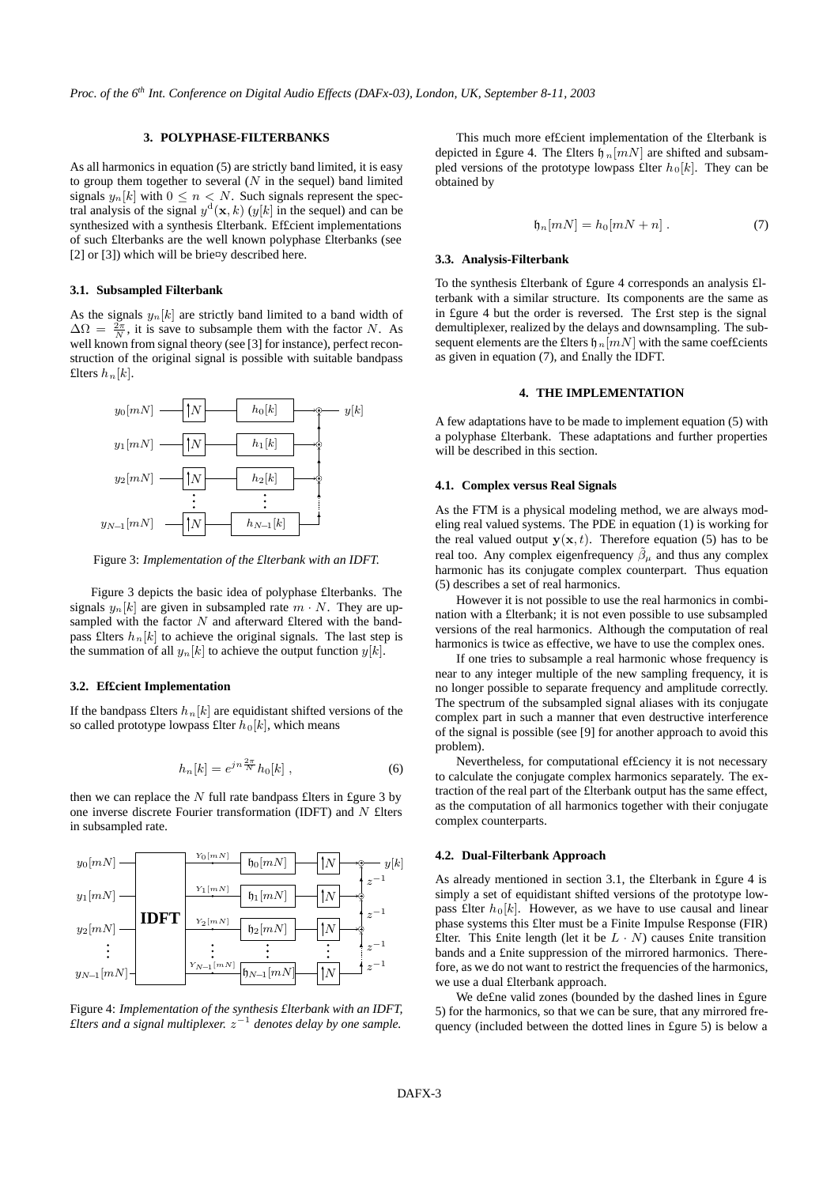## 3. POLYPHASE-FILTERBANKS

As all harmonics in equation (5) are strictly band limited, it is easy to group them together to several ($N$ in the sequel) band limited signals $y_n[k]$ with $0 \leq n < N$. Such signals represent the spectral analysis of the signal $y^{\mathrm{d}}(\mathbf{x}, k)$ ($y[k]$ in the sequel) and can be synthesized with a synthesis filterbank. Efficient implementations of such filterbanks are the well known polyphase filterbanks (see [2] or [3]) which will be briefly described here.

### 3.1. Subsampled Filterbank

As the signals $y_n[k]$ are strictly band limited to a band width of $\Delta\Omega = \frac{2\pi}{N}$, it is save to subsample them with the factor $N$. As well known from signal theory (see [3] for instance), perfect reconstruction of the original signal is possible with suitable bandpass filters $h_n[k]$.

Figure 3: *Implementation of the filterbank with an IDFT.*

Figure 3 depicts the basic idea of polyphase filterbanks. The signals $y_n[k]$ are given in subsampled rate $m \cdot N$. They are upsampled with the factor $N$ and afterward filtered with the bandpass filters $h_n[k]$ to achieve the original signals. The last step is the summation of all $y_n[k]$ to achieve the output function $y[k]$.

### 3.2. Efficient Implementation

If the bandpass filters $h_n[k]$ are equidistant shifted versions of the so called prototype lowpass filter $h_0[k]$, which means

$$h_n[k] = e^{jn\frac{2\pi}{N}} h_0[k] \;, \tag{6}$$

then we can replace the $N$ full rate bandpass filters in figure 3 by one inverse discrete Fourier transformation (IDFT) and $N$ filters in subsampled rate.

Figure 4: *Implementation of the synthesis filterbank with an IDFT, filters and a signal multiplexer. $z^{-1}$ denotes delay by one sample.*

This much more efficient implementation of the filterbank is depicted in figure 4. The filters $\mathfrak{h}_n[mN]$ are shifted and subsampled versions of the prototype lowpass filter $h_0[k]$. They can be obtained by

$$\mathfrak{h}_n[mN] = h_0[mN + n] \;. \tag{7}$$

### 3.3. Analysis-Filterbank

To the synthesis filterbank of figure 4 corresponds an analysis filterbank with a similar structure. Its components are the same as in figure 4 but the order is reversed. The first step is the signal demultiplexer, realized by the delays and downsampling. The subsequent elements are the filters $\mathfrak{h}_n[mN]$ with the same coefficients as given in equation (7), and finally the IDFT.

## 4. THE IMPLEMENTATION

A few adaptations have to be made to implement equation (5) with a polyphase filterbank. These adaptations and further properties will be described in this section.

### 4.1. Complex versus Real Signals

As the FTM is a physical modeling method, we are always modeling real valued systems. The PDE in equation (1) is working for the real valued output $\mathbf{y}(\mathbf{x}, t)$. Therefore equation (5) has to be real too. Any complex eigenfrequency $\tilde{\beta}_\mu$ and thus any complex harmonic has its conjugate complex counterpart. Thus equation (5) describes a set of real harmonics.

However it is not possible to use the real harmonics in combination with a filterbank; it is not even possible to use subsampled versions of the real harmonics. Although the computation of real harmonics is twice as effective, we have to use the complex ones.

If one tries to subsample a real harmonic whose frequency is near to any integer multiple of the new sampling frequency, it is no longer possible to separate frequency and amplitude correctly. The spectrum of the subsampled signal aliases with its conjugate complex part in such a manner that even destructive interference of the signal is possible (see [9] for another approach to avoid this problem).

Nevertheless, for computational efficiency it is not necessary to calculate the conjugate complex harmonics separately. The extraction of the real part of the filterbank output has the same effect, as the computation of all harmonics together with their conjugate complex counterparts.

### 4.2. Dual-Filterbank Approach

As already mentioned in section 3.1, the filterbank in figure 4 is simply a set of equidistant shifted versions of the prototype lowpass filter $h_0[k]$. However, as we have to use causal and linear phase systems this filter must be a Finite Impulse Response (FIR) filter. This finite length (let it be $L \cdot N$) causes finite transition bands and a finite suppression of the mirrored harmonics. Therefore, as we do not want to restrict the frequencies of the harmonics, we use a dual filterbank approach.

We define valid zones (bounded by the dashed lines in figure 5) for the harmonics, so that we can be sure, that any mirrored frequency (included between the dotted lines in figure 5) is below a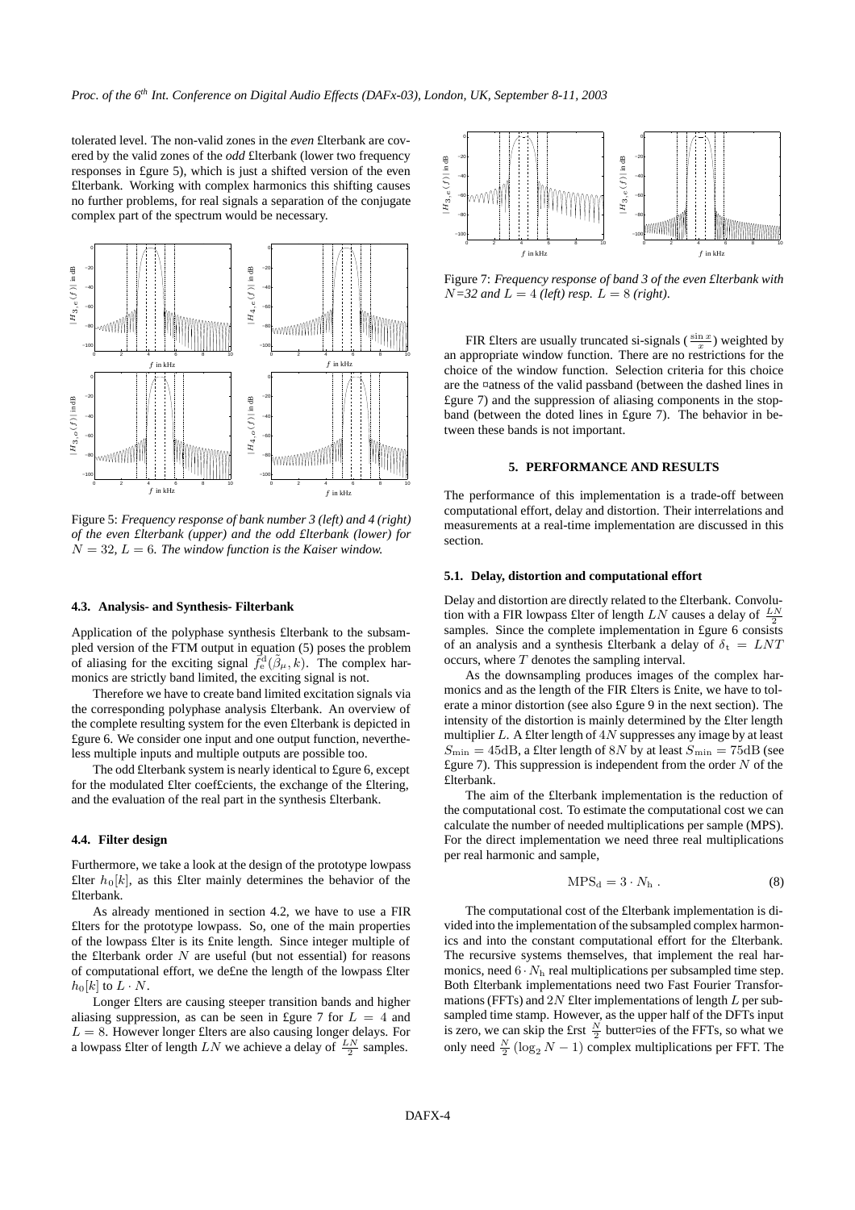tolerated level. The non-valid zones in the *even* filterbank are covered by the valid zones of the *odd* filterbank (lower two frequency responses in figure 5), which is just a shifted version of the even filterbank. Working with complex harmonics this shifting causes no further problems, for real signals a separation of the conjugate complex part of the spectrum would be necessary.

Figure 5: *Frequency response of bank number 3 (left) and 4 (right) of the even filterbank (upper) and the odd filterbank (lower) for* $N = 32$, $L = 6$. *The window function is the Kaiser window.*

### 4.3. Analysis- and Synthesis- Filterbank

Application of the polyphase synthesis filterbank to the subsampled version of the FTM output in equation (5) poses the problem of aliasing for the exciting signal $\bar{f}_e^d(\tilde{\beta}_\mu, k)$. The complex harmonics are strictly band limited, the exciting signal is not.

Therefore we have to create band limited excitation signals via the corresponding polyphase analysis filterbank. An overview of the complete resulting system for the even filterbank is depicted in figure 6. We consider one input and one output function, nevertheless multiple inputs and multiple outputs are possible too.

The odd filterbank system is nearly identical to figure 6, except for the modulated filter coefficients, the exchange of the filtering, and the evaluation of the real part in the synthesis filterbank.

### 4.4. Filter design

Furthermore, we take a look at the design of the prototype lowpass filter $h_0[k]$, as this filter mainly determines the behavior of the filterbank.

As already mentioned in section 4.2, we have to use a FIR filters for the prototype lowpass. So, one of the main properties of the lowpass filter is its finite length. Since integer multiple of the filterbank order $N$ are useful (but not essential) for reasons of computational effort, we define the length of the lowpass filter $h_0[k]$ to $L \cdot N$.

Longer filters are causing steeper transition bands and higher aliasing suppression, as can be seen in figure 7 for $L = 4$ and $L = 8$. However longer filters are also causing longer delays. For a lowpass filter of length $LN$ we achieve a delay of $\frac{LN}{2}$ samples.

Figure 7: *Frequency response of band 3 of the even filterbank with* $N$*=32 and* $L = 4$ *(left) resp.* $L = 8$ *(right).*

FIR filters are usually truncated si-signals ($\frac{\sin x}{x}$) weighted by an appropriate window function. There are no restrictions for the choice of the window function. Selection criteria for this choice are the flatness of the valid passband (between the dashed lines in figure 7) and the suppression of aliasing components in the stopband (between the doted lines in figure 7). The behavior in between these bands is not important.

## 5. PERFORMANCE AND RESULTS

The performance of this implementation is a trade-off between computational effort, delay and distortion. Their interrelations and measurements at a real-time implementation are discussed in this section.

### 5.1. Delay, distortion and computational effort

Delay and distortion are directly related to the filterbank. Convolution with a FIR lowpass filter of length $LN$ causes a delay of $\frac{LN}{2}$ samples. Since the complete implementation in figure 6 consists of an analysis and a synthesis filterbank a delay of $\delta_t = LNT$ occurs, where $T$ denotes the sampling interval.

As the downsampling produces images of the complex harmonics and as the length of the FIR filters is finite, we have to tolerate a minor distortion (see also figure 9 in the next section). The intensity of the distortion is mainly determined by the filter length multiplier $L$. A filter length of $4N$ suppresses any image by at least $S_{\min} = 45\text{dB}$, a filter length of $8N$ by at least $S_{\min} = 75\text{dB}$ (see figure 7). This suppression is independent from the order $N$ of the filterbank.

The aim of the filterbank implementation is the reduction of the computational cost. To estimate the computational cost we can calculate the number of needed multiplications per sample (MPS). For the direct implementation we need three real multiplications per real harmonic and sample,

$$\text{MPS}_\text{d} = 3 \cdot N_\text{h} \, . \tag{8}$$

The computational cost of the filterbank implementation is divided into the implementation of the subsampled complex harmonics and into the constant computational effort for the filterbank. The recursive systems themselves, that implement the real harmonics, need $6 \cdot N_\text{h}$ real multiplications per subsampled time step. Both filterbank implementations need two Fast Fourier Transformations (FFTs) and $2N$ filter implementations of length $L$ per subsampled time stamp. However, as the upper half of the DFTs input is zero, we can skip the first $\frac{N}{2}$ butterflies of the FFTs, so what we only need $\frac{N}{2}(\log_2 N - 1)$ complex multiplications per FFT. The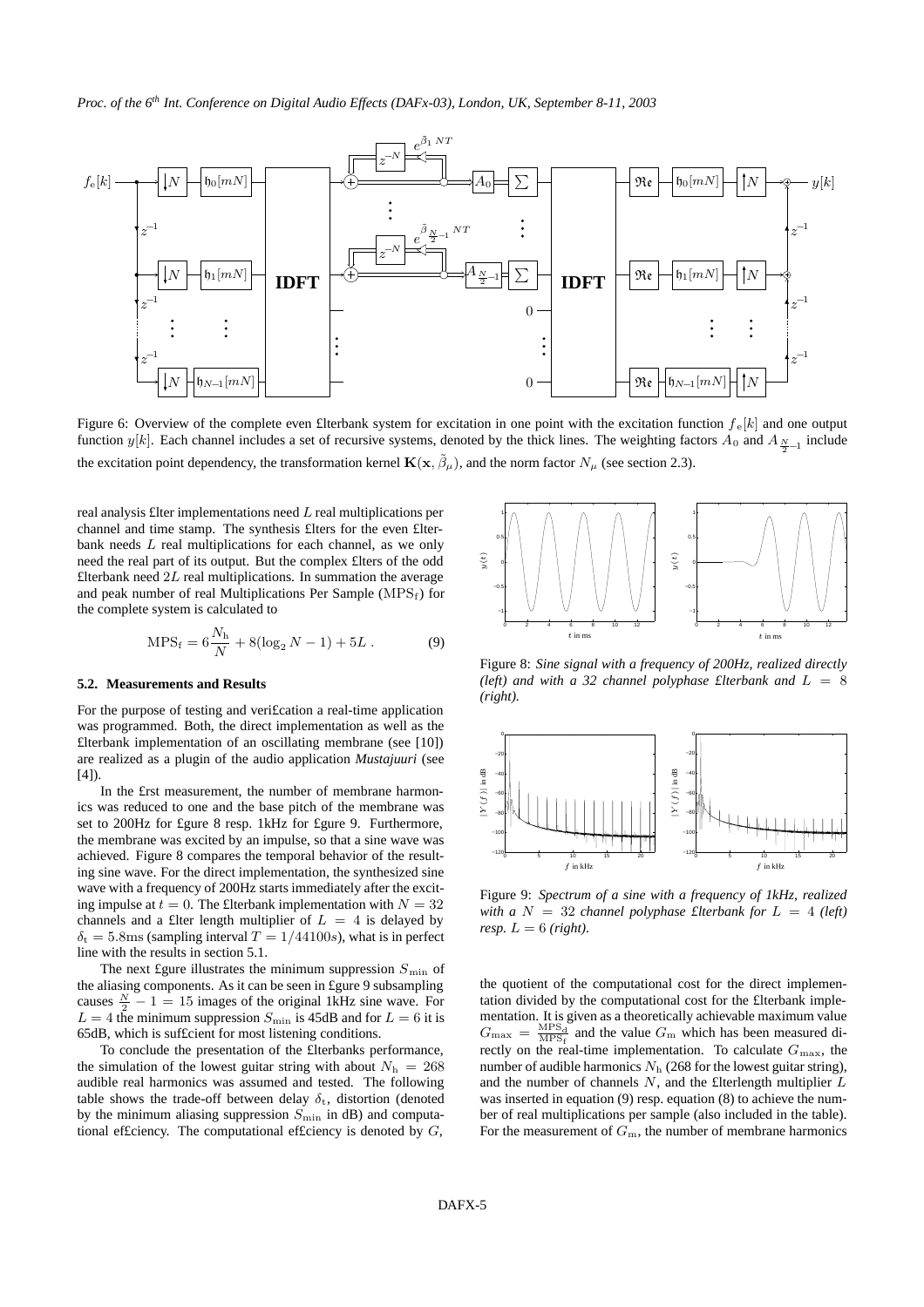Figure 6: Overview of the complete even filterbank system for excitation in one point with the excitation function $f_\mathrm{e}[k]$ and one output function $y[k]$. Each channel includes a set of recursive systems, denoted by the thick lines. The weighting factors $A_0$ and $A_{\frac{N}{2}-1}$ include the excitation point dependency, the transformation kernel $\mathbf{K}(\mathbf{x}, \tilde{\beta}_\mu)$, and the norm factor $N_\mu$ (see section 2.3).

real analysis filter implementations need $L$ real multiplications per channel and time stamp. The synthesis filters for the even filterbank needs $L$ real multiplications for each channel, as we only need the real part of its output. But the complex filters of the odd filterbank need $2L$ real multiplications. In summation the average and peak number of real Multiplications Per Sample ($\mathrm{MPS}_f$) for the complete system is calculated to

$$\mathrm{MPS}_\mathrm{f} = 6\frac{N_\mathrm{h}}{N} + 8(\log_2 N - 1) + 5L\ . \tag{9}$$

### 5.2. Measurements and Results

For the purpose of testing and verification a real-time application was programmed. Both, the direct implementation as well as the filterbank implementation of an oscillating membrane (see [10]) are realized as a plugin of the audio application *Mustajuuri* (see [4]).

In the first measurement, the number of membrane harmonics was reduced to one and the base pitch of the membrane was set to 200Hz for figure 8 resp. 1kHz for figure 9. Furthermore, the membrane was excited by an impulse, so that a sine wave was achieved. Figure 8 compares the temporal behavior of the resulting sine wave. For the direct implementation, the synthesized sine wave with a frequency of 200Hz starts immediately after the exciting impulse at $t = 0$. The filterbank implementation with $N = 32$ channels and a filter length multiplier of $L = 4$ is delayed by $\delta_\mathrm{t} = 5.8\mathrm{ms}$ (sampling interval $T = 1/44100s$), what is in perfect line with the results in section 5.1.

The next figure illustrates the minimum suppression $S_\mathrm{min}$ of the aliasing components. As it can be seen in figure 9 subsampling causes $\frac{N}{2} - 1 = 15$ images of the original 1kHz sine wave. For $L = 4$ the minimum suppression $S_\mathrm{min}$ is 45dB and for $L = 6$ it is 65dB, which is sufficient for most listening conditions.

To conclude the presentation of the filterbanks performance, the simulation of the lowest guitar string with about $N_\mathrm{h} = 268$ audible real harmonics was assumed and tested. The following table shows the trade-off between delay $\delta_\mathrm{t}$, distortion (denoted by the minimum aliasing suppression $S_\mathrm{min}$ in dB) and computational efficiency. The computational efficiency is denoted by $G$, the quotient of the computational cost for the direct implementation divided by the computational cost for the filterbank implementation. It is given as a theoretically achievable maximum value $G_\mathrm{max} = \frac{\mathrm{MPS_d}}{\mathrm{MPS_f}}$ and the value $G_\mathrm{m}$ which has been measured directly on the real-time implementation. To calculate $G_\mathrm{max}$, the number of audible harmonics $N_\mathrm{h}$ (268 for the lowest guitar string), and the number of channels $N$, and the filterlength multiplier $L$ was inserted in equation (9) resp. equation (8) to achieve the number of real multiplications per sample (also included in the table). For the measurement of $G_\mathrm{m}$, the number of membrane harmonics

Figure 8: *Sine signal with a frequency of 200Hz, realized directly (left) and with a 32 channel polyphase filterbank and $L = 8$ (right).*

Figure 9: *Spectrum of a sine with a frequency of 1kHz, realized with a $N = 32$ channel polyphase filterbank for $L = 4$ (left) resp. $L = 6$ (right).*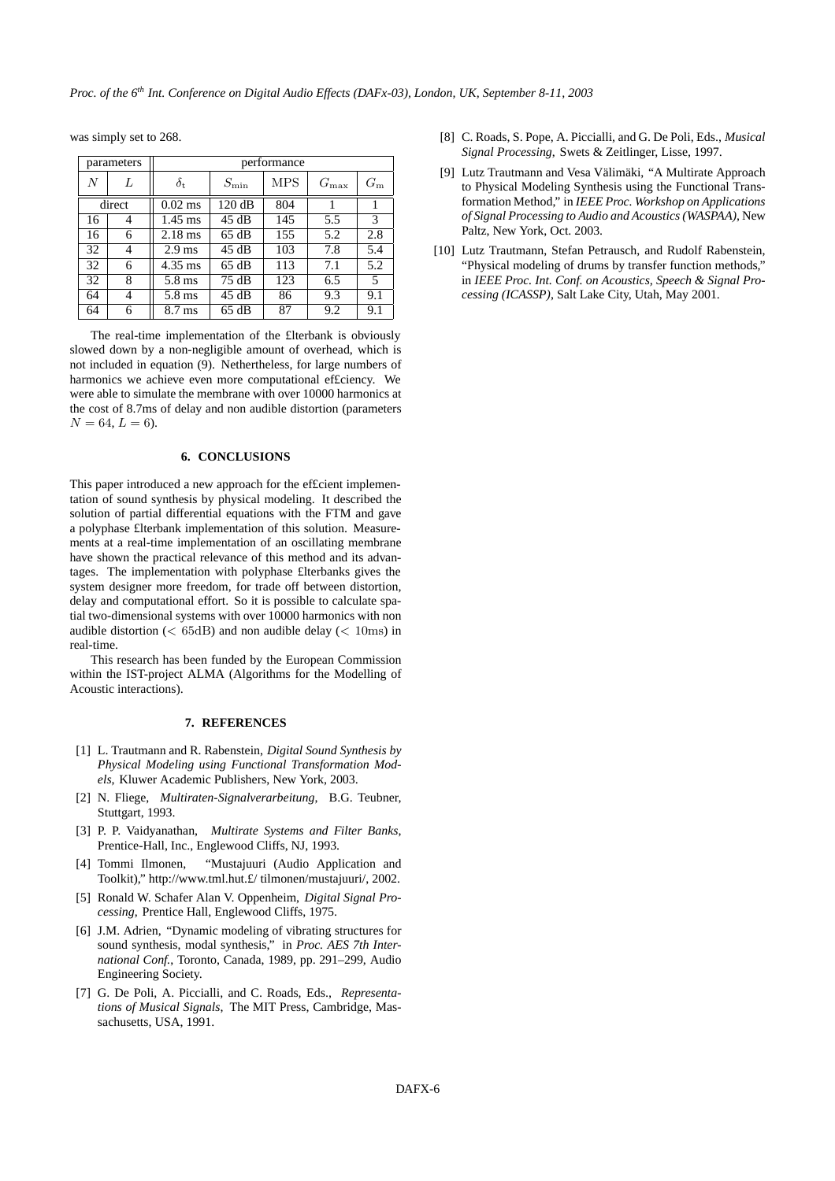was simply set to 268.

| parameters | | performance | | | | |
|---|---|---|---|---|---|---|
| $N$ | $L$ | $\delta_{\mathrm{t}}$ | $S_{\min}$ | MPS | $G_{\max}$ | $G_{\mathrm{m}}$ |
| direct | | 0.02 ms | 120 dB | 804 | 1 | 1 |
| 16 | 4 | 1.45 ms | 45 dB | 145 | 5.5 | 3 |
| 16 | 6 | 2.18 ms | 65 dB | 155 | 5.2 | 2.8 |
| 32 | 4 | 2.9 ms | 45 dB | 103 | 7.8 | 5.4 |
| 32 | 6 | 4.35 ms | 65 dB | 113 | 7.1 | 5.2 |
| 32 | 8 | 5.8 ms | 75 dB | 123 | 6.5 | 5 |
| 64 | 4 | 5.8 ms | 45 dB | 86 | 9.3 | 9.1 |
| 64 | 6 | 8.7 ms | 65 dB | 87 | 9.2 | 9.1 |

The real-time implementation of the £lterbank is obviously slowed down by a non-negligible amount of overhead, which is not included in equation (9). Nethertheless, for large numbers of harmonics we achieve even more computational ef£ciency. We were able to simulate the membrane with over 10000 harmonics at the cost of 8.7ms of delay and non audible distortion (parameters $N = 64$, $L = 6$).

## 6. CONCLUSIONS

This paper introduced a new approach for the ef£cient implementation of sound synthesis by physical modeling. It described the solution of partial differential equations with the FTM and gave a polyphase £lterbank implementation of this solution. Measurements at a real-time implementation of an oscillating membrane have shown the practical relevance of this method and its advantages. The implementation with polyphase £lterbanks gives the system designer more freedom, for trade off between distortion, delay and computational effort. So it is possible to calculate spatial two-dimensional systems with over 10000 harmonics with non audible distortion ($< 65\mathrm{dB}$) and non audible delay ($< 10\mathrm{ms}$) in real-time.

This research has been funded by the European Commission within the IST-project ALMA (Algorithms for the Modelling of Acoustic interactions).

## 7. REFERENCES

[1] L. Trautmann and R. Rabenstein, *Digital Sound Synthesis by Physical Modeling using Functional Transformation Models*, Kluwer Academic Publishers, New York, 2003.

[2] N. Fliege, *Multiraten-Signalverarbeitung*, B.G. Teubner, Stuttgart, 1993.

[3] P. P. Vaidyanathan, *Multirate Systems and Filter Banks*, Prentice-Hall, Inc., Englewood Cliffs, NJ, 1993.

[4] Tommi Ilmonen, "Mustajuuri (Audio Application and Toolkit)," http://www.tml.hut.£/ tilmonen/mustajuuri/, 2002.

[5] Ronald W. Schafer Alan V. Oppenheim, *Digital Signal Processing*, Prentice Hall, Englewood Cliffs, 1975.

[6] J.M. Adrien, "Dynamic modeling of vibrating structures for sound synthesis, modal synthesis," in *Proc. AES 7th International Conf.*, Toronto, Canada, 1989, pp. 291–299, Audio Engineering Society.

[7] G. De Poli, A. Piccialli, and C. Roads, Eds., *Representations of Musical Signals*, The MIT Press, Cambridge, Massachusetts, USA, 1991.

[8] C. Roads, S. Pope, A. Piccialli, and G. De Poli, Eds., *Musical Signal Processing*, Swets & Zeitlinger, Lisse, 1997.

[9] Lutz Trautmann and Vesa Välimäki, "A Multirate Approach to Physical Modeling Synthesis using the Functional Transformation Method," in *IEEE Proc. Workshop on Applications of Signal Processing to Audio and Acoustics (WASPAA)*, New Paltz, New York, Oct. 2003.

[10] Lutz Trautmann, Stefan Petrausch, and Rudolf Rabenstein, "Physical modeling of drums by transfer function methods," in *IEEE Proc. Int. Conf. on Acoustics, Speech & Signal Processing (ICASSP)*, Salt Lake City, Utah, May 2001.